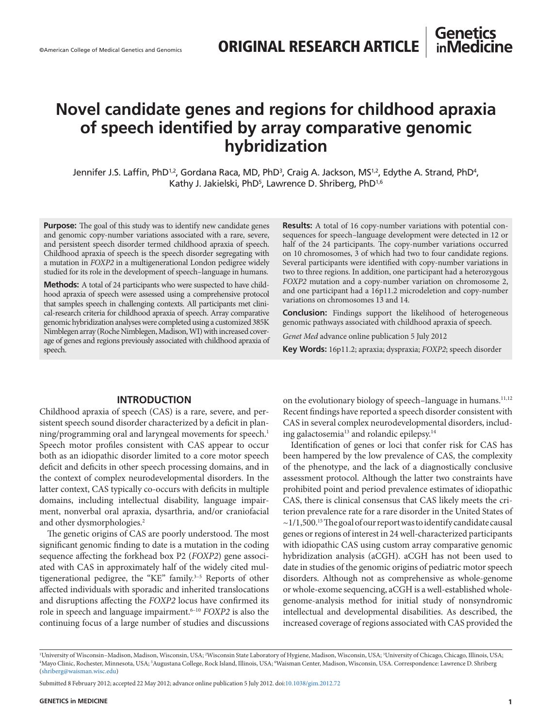# Novel candidate genes and regions for childhood apraxia of speech identified by array comparative genomic hybridization

Jennifer J.S. Laffin, PhD[1,2], Gordana Raca, MD, PhD[3], Craig A. Jackson, MS[1,2], Edythe A. Strand, PhD[4], Kathy J. Jakielski, PhD[5], Lawrence D. Shriberg, PhD[1,6]

**Purpose:** The goal of this study was to identify new candidate genes and genomic copy-number variations associated with a rare, severe, and persistent speech disorder termed childhood apraxia of speech. Childhood apraxia of speech is the speech disorder segregating with a mutation in *FOXP2* in a multigenerational London pedigree widely studied for its role in the development of speech–language in humans.

**Methods:** A total of 24 participants who were suspected to have childhood apraxia of speech were assessed using a comprehensive protocol that samples speech in challenging contexts. All participants met clinical-research criteria for childhood apraxia of speech. Array comparative genomic hybridization analyses were completed using a customized 385K Nimblegen array (Roche Nimblegen, Madison, WI) with increased coverage of genes and regions previously associated with childhood apraxia of speech.

**Results:** A total of 16 copy-number variations with potential consequences for speech–language development were detected in 12 or half of the 24 participants. The copy-number variations occurred on 10 chromosomes, 3 of which had two to four candidate regions. Several participants were identified with copy-number variations in two to three regions. In addition, one participant had a heterozygous *FOXP2* mutation and a copy-number variation on chromosome 2, and one participant had a 16p11.2 microdeletion and copy-number variations on chromosomes 13 and 14.

**Conclusion:** Findings support the likelihood of heterogeneous genomic pathways associated with childhood apraxia of speech.

*Genet Med* advance online publication 5 July 2012

**Key Words:** 16p11.2; apraxia; dyspraxia; *FOXP2*; speech disorder

## INTRODUCTION

Childhood apraxia of speech (CAS) is a rare, severe, and persistent speech sound disorder characterized by a deficit in planning/programming oral and laryngeal movements for speech.[1] Speech motor profiles consistent with CAS appear to occur both as an idiopathic disorder limited to a core motor speech deficit and deficits in other speech processing domains, and in the context of complex neurodevelopmental disorders. In the latter context, CAS typically co-occurs with deficits in multiple domains, including intellectual disability, language impairment, nonverbal oral apraxia, dysarthria, and/or craniofacial and other dysmorphologies.[2]

The genetic origins of CAS are poorly understood. The most significant genomic finding to date is a mutation in the coding sequence affecting the forkhead box P2 (*FOXP2*) gene associated with CAS in approximately half of the widely cited multigenerational pedigree, the "KE" family.[3–5] Reports of other affected individuals with sporadic and inherited translocations and disruptions affecting the *FOXP2* locus have confirmed its role in speech and language impairment.[6–10] *FOXP2* is also the continuing focus of a large number of studies and discussions on the evolutionary biology of speech–language in humans.[11,12] Recent findings have reported a speech disorder consistent with CAS in several complex neurodevelopmental disorders, including galactosemia[13] and rolandic epilepsy.[14]

Identification of genes or loci that confer risk for CAS has been hampered by the low prevalence of CAS, the complexity of the phenotype, and the lack of a diagnostically conclusive assessment protocol. Although the latter two constraints have prohibited point and period prevalence estimates of idiopathic CAS, there is clinical consensus that CAS likely meets the criterion prevalence rate for a rare disorder in the United States of ~1/1,500.[15] The goal of our report was to identify candidate causal genes or regions of interest in 24 well-characterized participants with idiopathic CAS using custom array comparative genomic hybridization analysis (aCGH). aCGH has not been used to date in studies of the genomic origins of pediatric motor speech disorders. Although not as comprehensive as whole-genome or whole-exome sequencing, aCGH is a well-established whole-genome-analysis method for initial study of nonsyndromic intellectual and developmental disabilities. As described, the increased coverage of regions associated with CAS provided the

[1]University of Wisconsin–Madison, Madison, Wisconsin, USA; [2]Wisconsin State Laboratory of Hygiene, Madison, Wisconsin, USA; [3]University of Chicago, Chicago, Illinois, USA; [4]Mayo Clinic, Rochester, Minnesota, USA; [5]Augustana College, Rock Island, Illinois, USA; [6]Waisman Center, Madison, Wisconsin, USA. Correspondence: Lawrence D. Shriberg (shriberg@waisman.wisc.edu)

Submitted 8 February 2012; accepted 22 May 2012; advance online publication 5 July 2012. doi:10.1038/gim.2012.72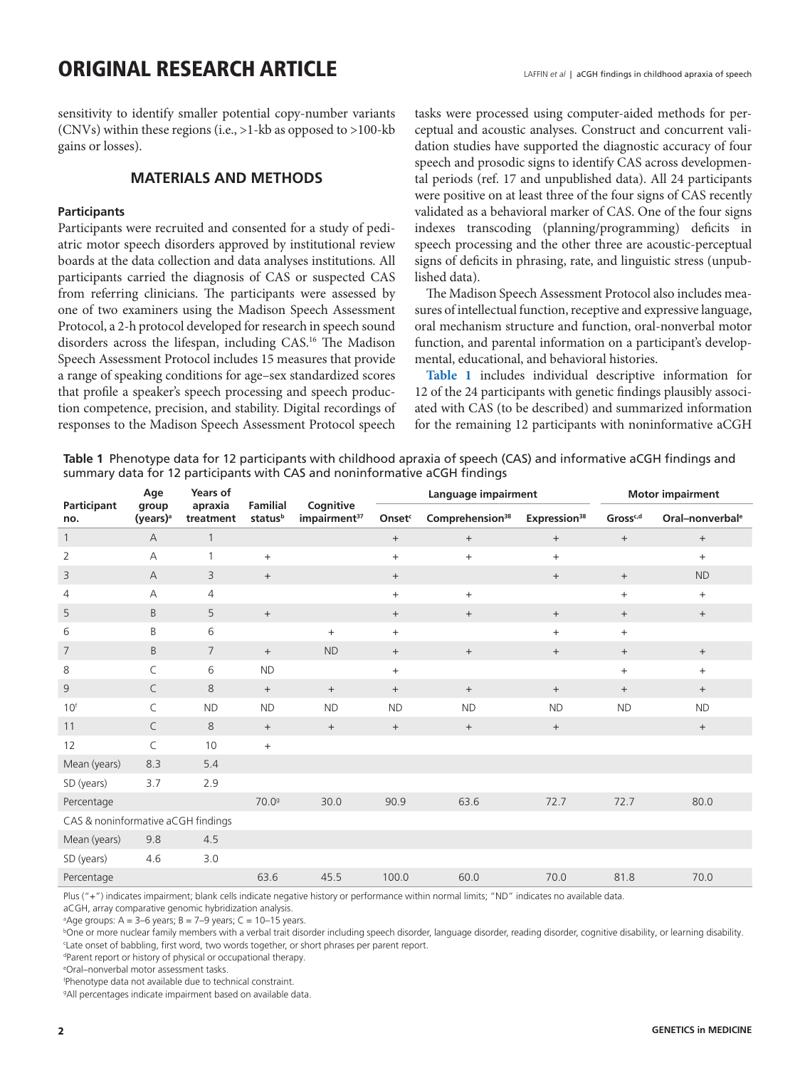sensitivity to identify smaller potential copy-number variants (CNVs) within these regions (i.e., >1-kb as opposed to >100-kb gains or losses).

## MATERIALS AND METHODS

### Participants

Participants were recruited and consented for a study of pediatric motor speech disorders approved by institutional review boards at the data collection and data analyses institutions. All participants carried the diagnosis of CAS or suspected CAS from referring clinicians. The participants were assessed by one of two examiners using the Madison Speech Assessment Protocol, a 2-h protocol developed for research in speech sound disorders across the lifespan, including CAS.[16] The Madison Speech Assessment Protocol includes 15 measures that provide a range of speaking conditions for age–sex standardized scores that profile a speaker's speech processing and speech production competence, precision, and stability. Digital recordings of responses to the Madison Speech Assessment Protocol speech tasks were processed using computer-aided methods for perceptual and acoustic analyses. Construct and concurrent validation studies have supported the diagnostic accuracy of four speech and prosodic signs to identify CAS across developmental periods (ref. 17 and unpublished data). All 24 participants were positive on at least three of the four signs of CAS recently validated as a behavioral marker of CAS. One of the four signs indexes transcoding (planning/programming) deficits in speech processing and the other three are acoustic-perceptual signs of deficits in phrasing, rate, and linguistic stress (unpublished data).

The Madison Speech Assessment Protocol also includes measures of intellectual function, receptive and expressive language, oral mechanism structure and function, oral-nonverbal motor function, and parental information on a participant's developmental, educational, and behavioral histories.

**Table 1** includes individual descriptive information for 12 of the 24 participants with genetic findings plausibly associated with CAS (to be described) and summarized information for the remaining 12 participants with noninformative aCGH

**Table 1** Phenotype data for 12 participants with childhood apraxia of speech (CAS) and informative aCGH findings and summary data for 12 participants with CAS and noninformative aCGH findings

| Participant no. | Age group (years)[a] | Years of apraxia treatment | Familial status[b] | Cognitive impairment[37] | Language impairment | | | Motor impairment | |
|---|---|---|---|---|---|---|---|---|---|
| | | | | | Onset[c] | Comprehension[38] | Expression[38] | Gross[c,d] | Oral–nonverbal[e] |
| 1 | A | 1 | | | + | + | + | + | + |
| 2 | A | 1 | + | | + | + | + | | + |
| 3 | A | 3 | + | | + | | + | + | ND |
| 4 | A | 4 | | | + | + | | + | + |
| 5 | B | 5 | + | | + | + | + | + | + |
| 6 | B | 6 | | + | + | | + | + | |
| 7 | B | 7 | + | ND | + | + | + | + | + |
| 8 | C | 6 | ND | | + | | | + | + |
| 9 | C | 8 | + | + | + | + | + | + | + |
| 10[f] | C | ND | ND | ND | ND | ND | ND | ND | ND |
| 11 | C | 8 | + | + | + | + | + | | + |
| 12 | C | 10 | + | | | | | | |
| Mean (years) | 8.3 | 5.4 | | | | | | | |
| SD (years) | 3.7 | 2.9 | | | | | | | |
| Percentage | | | 70.0[g] | 30.0 | 90.9 | 63.6 | 72.7 | 72.7 | 80.0 |
| CAS & noninformative aCGH findings | | | | | | | | | |
| Mean (years) | 9.8 | 4.5 | | | | | | | |
| SD (years) | 4.6 | 3.0 | | | | | | | |
| Percentage | | | 63.6 | 45.5 | 100.0 | 60.0 | 70.0 | 81.8 | 70.0 |

Plus ("+") indicates impairment; blank cells indicate negative history or performance within normal limits; "ND" indicates no available data.

aCGH, array comparative genomic hybridization analysis.

[a]Age groups: A = 3–6 years; B = 7–9 years; C = 10–15 years.

[b]One or more nuclear family members with a verbal trait disorder including speech disorder, language disorder, reading disorder, cognitive disability, or learning disability.

[c]Late onset of babbling, first word, two words together, or short phrases per parent report.

[d]Parent report or history of physical or occupational therapy.

[e]Oral–nonverbal motor assessment tasks.

[f]Phenotype data not available due to technical constraint.

[g]All percentages indicate impairment based on available data.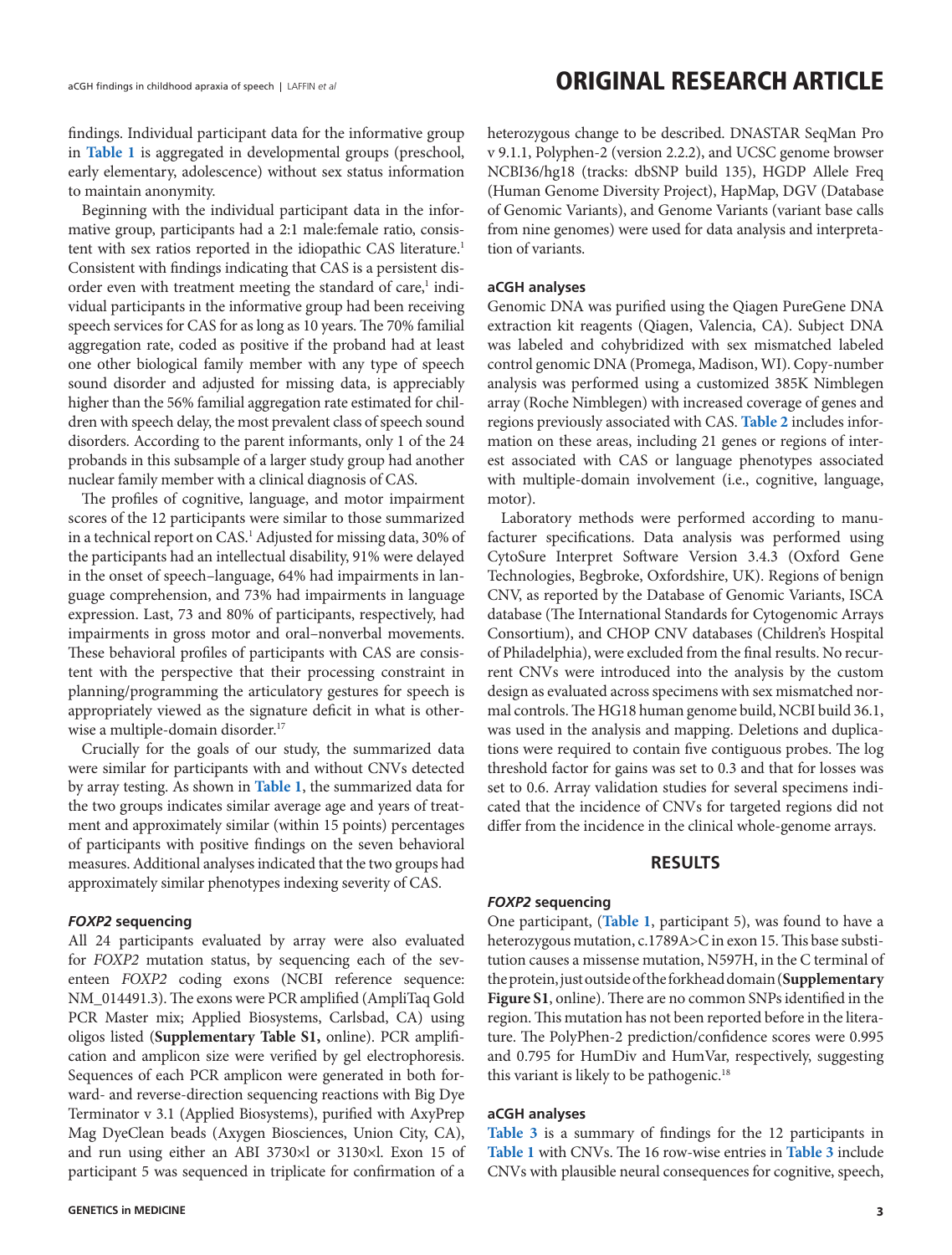findings. Individual participant data for the informative group in **Table 1** is aggregated in developmental groups (preschool, early elementary, adolescence) without sex status information to maintain anonymity.

Beginning with the individual participant data in the informative group, participants had a 2:1 male:female ratio, consistent with sex ratios reported in the idiopathic CAS literature.[1] Consistent with findings indicating that CAS is a persistent disorder even with treatment meeting the standard of care,[1] individual participants in the informative group had been receiving speech services for CAS for as long as 10 years. The 70% familial aggregation rate, coded as positive if the proband had at least one other biological family member with any type of speech sound disorder and adjusted for missing data, is appreciably higher than the 56% familial aggregation rate estimated for children with speech delay, the most prevalent class of speech sound disorders. According to the parent informants, only 1 of the 24 probands in this subsample of a larger study group had another nuclear family member with a clinical diagnosis of CAS.

The profiles of cognitive, language, and motor impairment scores of the 12 participants were similar to those summarized in a technical report on CAS.[1] Adjusted for missing data, 30% of the participants had an intellectual disability, 91% were delayed in the onset of speech–language, 64% had impairments in language comprehension, and 73% had impairments in language expression. Last, 73 and 80% of participants, respectively, had impairments in gross motor and oral–nonverbal movements. These behavioral profiles of participants with CAS are consistent with the perspective that their processing constraint in planning/programming the articulatory gestures for speech is appropriately viewed as the signature deficit in what is otherwise a multiple-domain disorder.[17]

Crucially for the goals of our study, the summarized data were similar for participants with and without CNVs detected by array testing. As shown in **Table 1**, the summarized data for the two groups indicates similar average age and years of treatment and approximately similar (within 15 points) percentages of participants with positive findings on the seven behavioral measures. Additional analyses indicated that the two groups had approximately similar phenotypes indexing severity of CAS.

### *FOXP2* sequencing

All 24 participants evaluated by array were also evaluated for *FOXP2* mutation status, by sequencing each of the seventeen *FOXP2* coding exons (NCBI reference sequence: NM_014491.3). The exons were PCR amplified (AmpliTaq Gold PCR Master mix; Applied Biosystems, Carlsbad, CA) using oligos listed (**Supplementary Table S1,** online). PCR amplification and amplicon size were verified by gel electrophoresis. Sequences of each PCR amplicon were generated in both forward- and reverse-direction sequencing reactions with Big Dye Terminator v 3.1 (Applied Biosystems), purified with AxyPrep Mag DyeClean beads (Axygen Biosciences, Union City, CA), and run using either an ABI 3730×l or 3130×l. Exon 15 of participant 5 was sequenced in triplicate for confirmation of a heterozygous change to be described. DNASTAR SeqMan Pro v 9.1.1, Polyphen-2 (version 2.2.2), and UCSC genome browser NCBI36/hg18 (tracks: dbSNP build 135), HGDP Allele Freq (Human Genome Diversity Project), HapMap, DGV (Database of Genomic Variants), and Genome Variants (variant base calls from nine genomes) were used for data analysis and interpretation of variants.

### aCGH analyses

Genomic DNA was purified using the Qiagen PureGene DNA extraction kit reagents (Qiagen, Valencia, CA). Subject DNA was labeled and cohybridized with sex mismatched labeled control genomic DNA (Promega, Madison, WI). Copy-number analysis was performed using a customized 385K Nimblegen array (Roche Nimblegen) with increased coverage of genes and regions previously associated with CAS. **Table 2** includes information on these areas, including 21 genes or regions of interest associated with CAS or language phenotypes associated with multiple-domain involvement (i.e., cognitive, language, motor).

Laboratory methods were performed according to manufacturer specifications. Data analysis was performed using CytoSure Interpret Software Version 3.4.3 (Oxford Gene Technologies, Begbroke, Oxfordshire, UK). Regions of benign CNV, as reported by the Database of Genomic Variants, ISCA database (The International Standards for Cytogenomic Arrays Consortium), and CHOP CNV databases (Children's Hospital of Philadelphia), were excluded from the final results. No recurrent CNVs were introduced into the analysis by the custom design as evaluated across specimens with sex mismatched normal controls. The HG18 human genome build, NCBI build 36.1, was used in the analysis and mapping. Deletions and duplications were required to contain five contiguous probes. The log threshold factor for gains was set to 0.3 and that for losses was set to 0.6. Array validation studies for several specimens indicated that the incidence of CNVs for targeted regions did not differ from the incidence in the clinical whole-genome arrays.

## RESULTS

### *FOXP2* sequencing

One participant, (**Table 1**, participant 5), was found to have a heterozygous mutation, c.1789A>C in exon 15. This base substitution causes a missense mutation, N597H, in the C terminal of the protein, just outside of the forkhead domain (**Supplementary Figure S1**, online). There are no common SNPs identified in the region. This mutation has not been reported before in the literature. The PolyPhen-2 prediction/confidence scores were 0.995 and 0.795 for HumDiv and HumVar, respectively, suggesting this variant is likely to be pathogenic.[18]

### aCGH analyses

**Table 3** is a summary of findings for the 12 participants in **Table 1** with CNVs. The 16 row-wise entries in **Table 3** include CNVs with plausible neural consequences for cognitive, speech,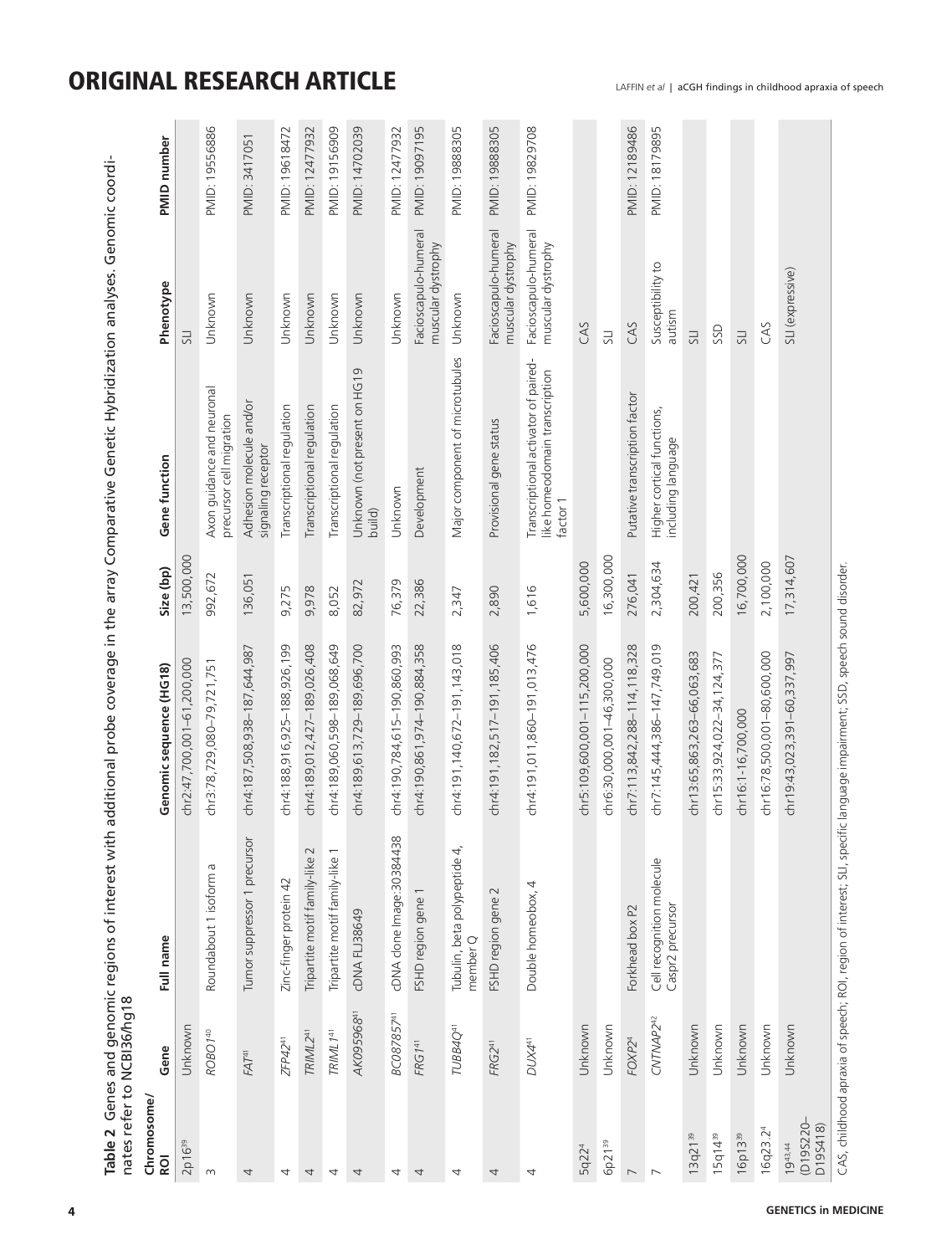**Table 2** Genes and genomic regions of interest with additional probe coverage in the array Comparative Genetic Hybridization analyses. Genomic coordinates refer to NCBI36/hg18

| Chromosome/ ROI | Gene | Full name | Genomic sequence (HG18) | Size (bp) | Gene function | Phenotype | PMID number |
|---|---|---|---|---|---|---|---|
| 2p16[39] | Unknown | | chr2:47,700,001–61,200,000 | 13,500,000 | | SLI | |
| 3 | *ROBO1*[40] | Roundabout 1 isoform a | chr3:78,729,080–79,721,751 | 992,672 | Axon guidance and neuronal precursor cell migration | Unknown | PMID: 19556886 |
| 4 | *FAT*[41] | Tumor suppressor 1 precursor | chr4:187,508,938–187,644,987 | 136,051 | Adhesion molecule and/or signaling receptor | Unknown | PMID: 3417051 |
| 4 | *ZFP42*[41] | Zinc-finger protein 42 | chr4:188,916,925–188,926,199 | 9,275 | Transcriptional regulation | Unknown | PMID: 19618472 |
| 4 | *TRIML2*[41] | Tripartite motif family-like 2 | chr4:189,012,427–189,026,408 | 9,978 | Transcriptional regulation | Unknown | PMID: 12477932 |
| 4 | *TRIML1*[41] | Tripartite motif family-like 1 | chr4:189,060,598–189,068,649 | 8,052 | Transcriptional regulation | Unknown | PMID: 19156909 |
| 4 | *AK095968*[41] | cDNA FLJ38649 | chr4:189,613,729–189,696,700 | 82,972 | Unknown (not present on HG19 build) | Unknown | PMID: 14702039 |
| 4 | *BC087857*[41] | cDNA clone Image:30384438 | chr4:190,784,615–190,860,993 | 76,379 | Unknown | Unknown | PMID: 12477932 |
| 4 | *FRG1*[41] | FSHD region gene 1 | chr4:190,861,974–190,884,358 | 22,386 | Development | Facioscapulo-humeral muscular dystrophy | PMID: 19097195 |
| 4 | *TUBB4Q*[41] | Tubulin, beta polypeptide 4, member Q | chr4:191,140,672–191,143,018 | 2,347 | Major component of microtubules | Unknown | PMID: 19888305 |
| 4 | *FRG2*[41] | FSHD region gene 2 | chr4:191,182,517–191,185,406 | 2,890 | Provisional gene status | Facioscapulo-humeral muscular dystrophy | PMID: 19888305 |
| 4 | *DUX4*[41] | Double homeobox, 4 | chr4:191,011,860–191,013,476 | 1,616 | Transcriptional activator of paired-like homeodomain transcription factor 1 | Facioscapulo-humeral muscular dystrophy | PMID: 19829708 |
| 5q22[4] | Unknown | | chr5:109,600,001–115,200,000 | 5,600,000 | | CAS | |
| 6p21[39] | Unknown | | chr6:30,000,001–46,300,000 | 16,300,000 | | SLI | |
| 7 | *FOXP2*[4] | Forkhead box P2 | chr7:113,842,288–114,118,328 | 276,041 | Putative transcription factor | CAS | PMID: 12189486 |
| 7 | *CNTNAP2*[42] | Cell recognition molecule Caspr2 precursor | chr7:145,444,386–147,749,019 | 2,304,634 | Higher cortical functions, including language | Susceptibility to autism | PMID: 18179895 |
| 13q21[39] | Unknown | | chr13:65,863,263–66,063,683 | 200,421 | | SLI | |
| 15q14[39] | Unknown | | chr15:33,924,022–34,124,377 | 200,356 | | SSD | |
| 16p13[39] | Unknown | | chr16:1-16,700,000 | 16,700,000 | | SLI | |
| 16q23.2[4] | Unknown | | chr16:78,500,001–80,600,000 | 2,100,000 | | CAS | |
| 19[43,44] (D19S220–D19S418) | Unknown | | chr19:43,023,391–60,337,997 | 17,314,607 | | SLI (expressive) | |

CAS, childhood apraxia of speech; ROI, region of interest; SLI, specific language impairment; SSD, speech sound disorder.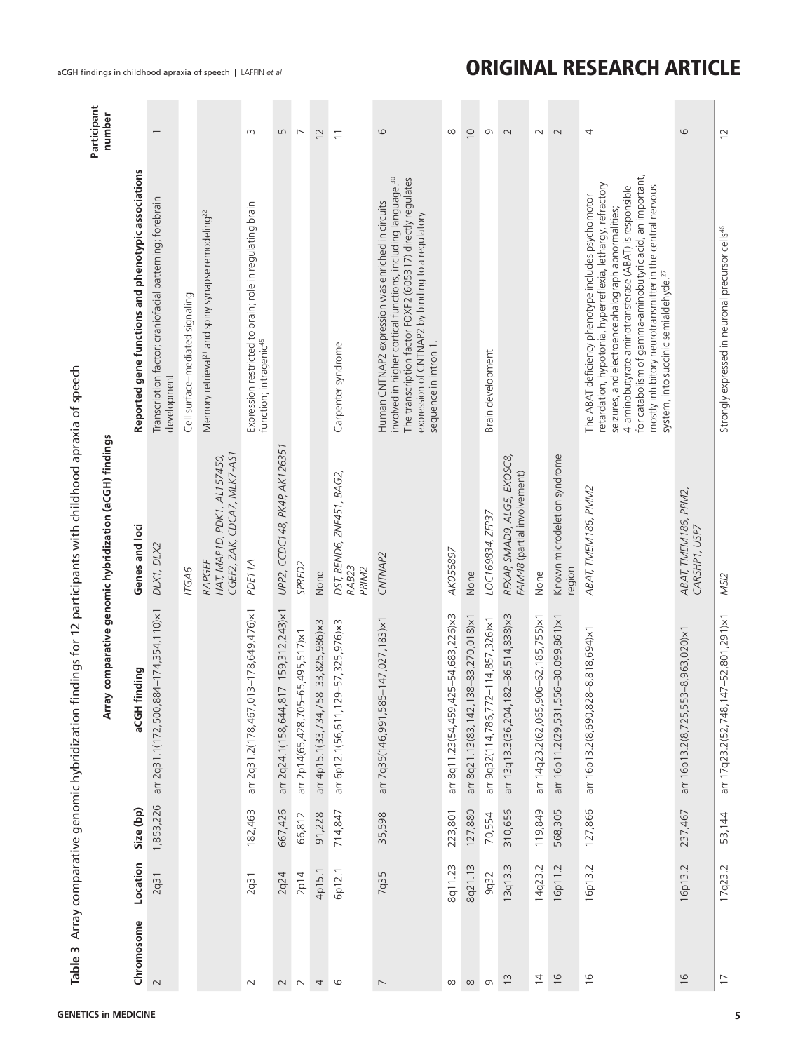**Table 3** Array comparative genomic hybridization findings for 12 participants with childhood apraxia of speech

| Array comparative genomic hybridization (aCGH) findings | | | | | | |
|---|---|---|---|---|---|---|
| Chromosome | Location | Size (bp) | aCGH finding | Genes and loci | Reported gene functions and phenotypic associations | Participant number |
| 2 | 2q31 | 1,853,226 | arr 2q31.1(172,500,884–174,354,110)×1 | *DLX1, DLX2* | Transcription factor; craniofacial patterning; forebrain development | 1 |
| | | | | *ITGA6* | Cell surface–mediated signaling | |
| | | | | *RAPGEF* *HAT, MAP1D, PDK1, AL157450, CGEF2, ZAK, CDCA7, MLK7-AS1* | Memory retrieval[21] and spiny synapse remodeling[22] | |
| 2 | 2q31 | 182,463 | arr 2q31.2(178,467,013–178,649,476)×1 | *PDE11A* | Expression restricted to brain; role in regulating brain function; intragenic[45] | 3 |
| 2 | 2q24 | 667,426 | arr 2q24.1(158,644,817–159,312,243)×1 | *UPP2, CCDC148, PK4P, AK126351* | | 5 |
| 2 | 2p14 | 66,812 | arr 2p14(65,428,705–65,495,517)×1 | *SPRED2* | | 7 |
| 4 | 4p15.1 | 91,228 | arr 4p15.1(33,734,758–33,825,986)×3 | None | | 12 |
| 6 | 6p12.1 | 714,847 | arr 6p12.1(56,611,129–57,325,976)×3 | *DST, BEND6, ZNF451, BAG2, RAB23* *PRIM2* | Carpenter syndrome | 11 |
| 7 | 7q35 | 35,598 | arr 7q35(146,991,585–147,027,183)×1 | *CNTNAP2* | Human CNTNAP2 expression was enriched in circuits involved in higher cortical functions, including language.[30] The transcription factor FOXP2 (605317) directly regulates expression of CNTNAP2 by binding to a regulatory sequence in intron 1. | 6 |
| 8 | 8q11.23 | 223,801 | arr 8q11.23(54,459,425–54,683,226)×3 | *AK056897* | | 8 |
| 8 | 8q21.13 | 127,880 | arr 8q21.13(83,142,138–83,270,018)×1 | None | | 10 |
| 9 | 9q32 | 70,554 | arr 9q32(114,786,772–114,857,326)×1 | *LOC169834, ZFP37* | Brain development | 9 |
| 13 | 13q13.3 | 310,656 | arr 13q13.3(36,204,182–36,514,838)×3 | *RFXAP, SMAD9, ALG5, EXOSC8, FAM48* (partial involvement) | | 2 |
| 14 | 14q23.2 | 119,849 | arr 14q23.2(62,065,906–62,185,755)×1 | None | | 2 |
| 16 | 16p11.2 | 568,305 | arr 16p11.2(29,531,556–30,099,861)×1 | Known microdeletion syndrome region | | 2 |
| 16 | 16p13.2 | 127,866 | arr 16p13.2(8,690,828–8,818,694)×1 | *ABAT, TMEM186, PMM2* | The ABAT deficiency phenotype includes psychomotor retardation, hypotonia, hyperreflexia, lethargy, refractory seizures, and electroencephalograph abnormalities; 4-aminobutyrate aminotransferase (ABAT) is responsible for catabolism of gamma-aminobutyric acid, an important, mostly inhibitory neurotransmitter in the central nervous system, into succinic semialdehyde.[27] | 4 |
| 16 | 16p13.2 | 237,467 | arr 16p13.2(8,725,553–8,963,020)×1 | *ABAT, TMEM186, PPM2, CARSHP1, USP7* | | 6 |
| 17 | 17q23.2 | 53,144 | arr 17q23.2(52,748,147–52,801,291)×1 | *MSI2* | Strongly expressed in neuronal precursor cells[46] | 12 |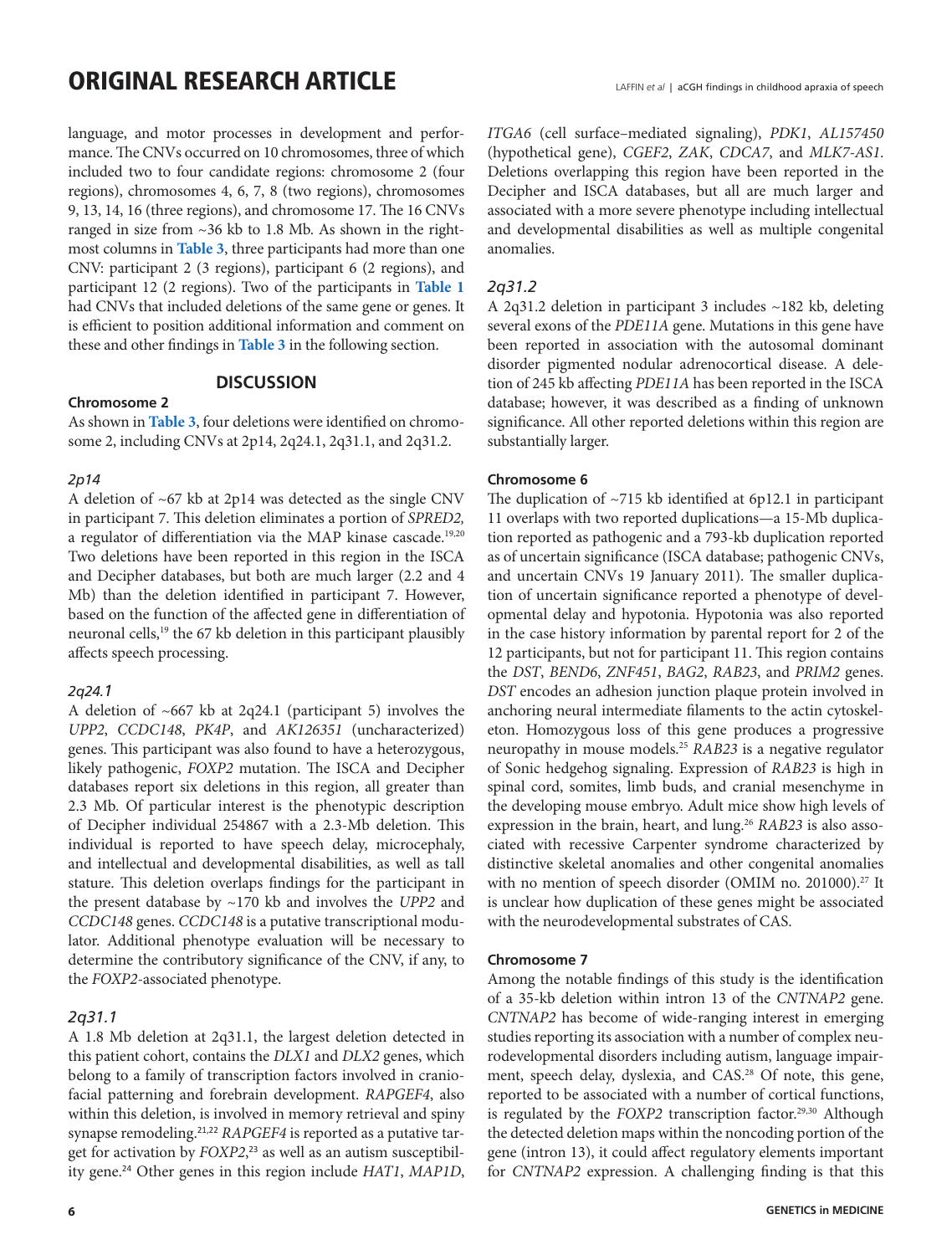language, and motor processes in development and performance. The CNVs occurred on 10 chromosomes, three of which included two to four candidate regions: chromosome 2 (four regions), chromosomes 4, 6, 7, 8 (two regions), chromosomes 9, 13, 14, 16 (three regions), and chromosome 17. The 16 CNVs ranged in size from ~36 kb to 1.8 Mb. As shown in the rightmost columns in **Table 3**, three participants had more than one CNV: participant 2 (3 regions), participant 6 (2 regions), and participant 12 (2 regions). Two of the participants in **Table 1** had CNVs that included deletions of the same gene or genes. It is efficient to position additional information and comment on these and other findings in **Table 3** in the following section.

## DISCUSSION

### Chromosome 2

As shown in **Table 3**, four deletions were identified on chromosome 2, including CNVs at 2p14, 2q24.1, 2q31.1, and 2q31.2.

#### *2p14*

A deletion of ~67 kb at 2p14 was detected as the single CNV in participant 7. This deletion eliminates a portion of *SPRED2,* a regulator of differentiation via the MAP kinase cascade.[19,20] Two deletions have been reported in this region in the ISCA and Decipher databases, but both are much larger (2.2 and 4 Mb) than the deletion identified in participant 7. However, based on the function of the affected gene in differentiation of neuronal cells,[19] the 67 kb deletion in this participant plausibly affects speech processing.

#### *2q24.1*

A deletion of ~667 kb at 2q24.1 (participant 5) involves the *UPP2*, *CCDC148*, *PK4P*, and *AK126351* (uncharacterized) genes. This participant was also found to have a heterozygous, likely pathogenic, *FOXP2* mutation. The ISCA and Decipher databases report six deletions in this region, all greater than 2.3 Mb. Of particular interest is the phenotypic description of Decipher individual 254867 with a 2.3-Mb deletion. This individual is reported to have speech delay, microcephaly, and intellectual and developmental disabilities, as well as tall stature. This deletion overlaps findings for the participant in the present database by ~170 kb and involves the *UPP2* and *CCDC148* genes. *CCDC148* is a putative transcriptional modulator. Additional phenotype evaluation will be necessary to determine the contributory significance of the CNV, if any, to the *FOXP2*-associated phenotype.

#### *2q31.1*

A 1.8 Mb deletion at 2q31.1, the largest deletion detected in this patient cohort, contains the *DLX1* and *DLX2* genes, which belong to a family of transcription factors involved in craniofacial patterning and forebrain development. *RAPGEF4*, also within this deletion, is involved in memory retrieval and spiny synapse remodeling.[21,22] *RAPGEF4* is reported as a putative target for activation by *FOXP2*,[23] as well as an autism susceptibility gene.[24] Other genes in this region include *HAT1*, *MAP1D*, *ITGA6* (cell surface–mediated signaling), *PDK1*, *AL157450* (hypothetical gene), *CGEF2*, *ZAK*, *CDCA7*, and *MLK7-AS1*. Deletions overlapping this region have been reported in the Decipher and ISCA databases, but all are much larger and associated with a more severe phenotype including intellectual and developmental disabilities as well as multiple congenital anomalies.

#### *2q31.2*

A 2q31.2 deletion in participant 3 includes ~182 kb, deleting several exons of the *PDE11A* gene. Mutations in this gene have been reported in association with the autosomal dominant disorder pigmented nodular adrenocortical disease. A deletion of 245 kb affecting *PDE11A* has been reported in the ISCA database; however, it was described as a finding of unknown significance. All other reported deletions within this region are substantially larger.

### Chromosome 6

The duplication of ~715 kb identified at 6p12.1 in participant 11 overlaps with two reported duplications—a 15-Mb duplication reported as pathogenic and a 793-kb duplication reported as of uncertain significance (ISCA database; pathogenic CNVs, and uncertain CNVs 19 January 2011). The smaller duplication of uncertain significance reported a phenotype of developmental delay and hypotonia. Hypotonia was also reported in the case history information by parental report for 2 of the 12 participants, but not for participant 11. This region contains the *DST*, *BEND6*, *ZNF451*, *BAG2*, *RAB23*, and *PRIM2* genes. *DST* encodes an adhesion junction plaque protein involved in anchoring neural intermediate filaments to the actin cytoskeleton. Homozygous loss of this gene produces a progressive neuropathy in mouse models.[25] *RAB23* is a negative regulator of Sonic hedgehog signaling. Expression of *RAB23* is high in spinal cord, somites, limb buds, and cranial mesenchyme in the developing mouse embryo. Adult mice show high levels of expression in the brain, heart, and lung.[26] *RAB23* is also associated with recessive Carpenter syndrome characterized by distinctive skeletal anomalies and other congenital anomalies with no mention of speech disorder (OMIM no. 201000).[27] It is unclear how duplication of these genes might be associated with the neurodevelopmental substrates of CAS.

### Chromosome 7

Among the notable findings of this study is the identification of a 35-kb deletion within intron 13 of the *CNTNAP2* gene. *CNTNAP2* has become of wide-ranging interest in emerging studies reporting its association with a number of complex neurodevelopmental disorders including autism, language impairment, speech delay, dyslexia, and CAS.[28] Of note, this gene, reported to be associated with a number of cortical functions, is regulated by the *FOXP2* transcription factor.[29,30] Although the detected deletion maps within the noncoding portion of the gene (intron 13), it could affect regulatory elements important for *CNTNAP2* expression. A challenging finding is that this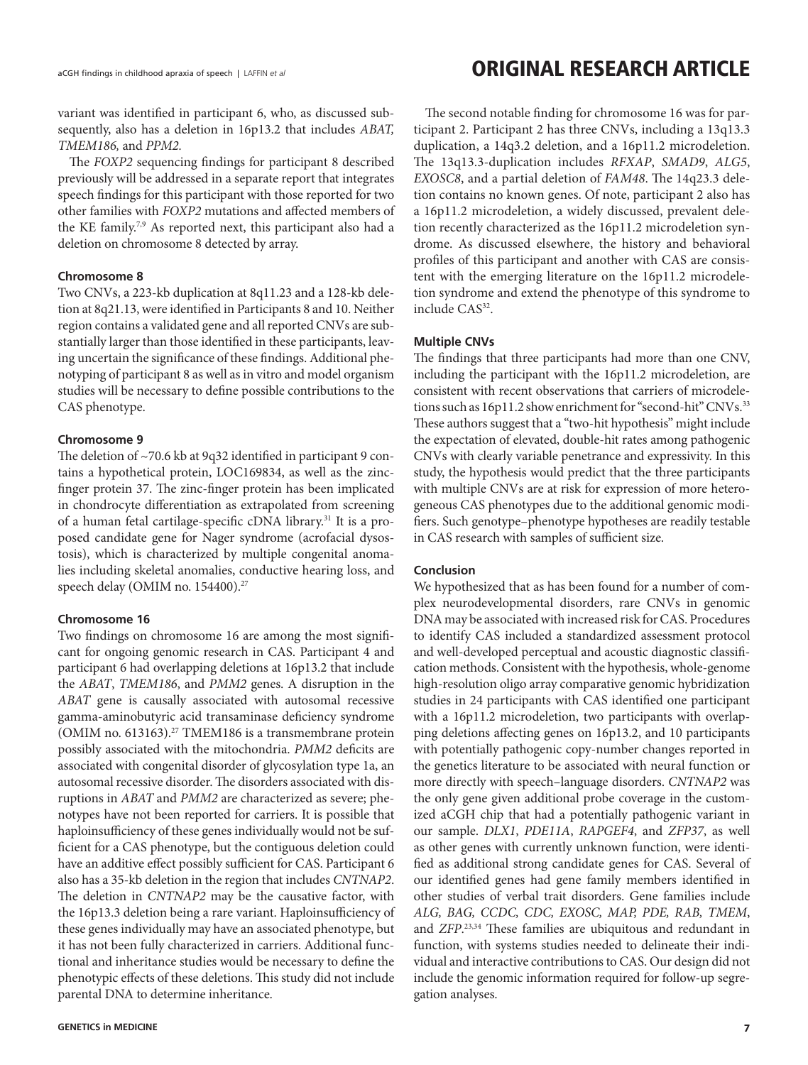variant was identified in participant 6, who, as discussed subsequently, also has a deletion in 16p13.2 that includes *ABAT, TMEM186,* and *PPM2.*

The *FOXP2* sequencing findings for participant 8 described previously will be addressed in a separate report that integrates speech findings for this participant with those reported for two other families with *FOXP2* mutations and affected members of the KE family.[7,9] As reported next, this participant also had a deletion on chromosome 8 detected by array.

### Chromosome 8

Two CNVs, a 223-kb duplication at 8q11.23 and a 128-kb deletion at 8q21.13, were identified in Participants 8 and 10. Neither region contains a validated gene and all reported CNVs are substantially larger than those identified in these participants, leaving uncertain the significance of these findings. Additional phenotyping of participant 8 as well as in vitro and model organism studies will be necessary to define possible contributions to the CAS phenotype.

### Chromosome 9

The deletion of ~70.6 kb at 9q32 identified in participant 9 contains a hypothetical protein, LOC169834, as well as the zinc-finger protein 37. The zinc-finger protein has been implicated in chondrocyte differentiation as extrapolated from screening of a human fetal cartilage-specific cDNA library.[31] It is a proposed candidate gene for Nager syndrome (acrofacial dysostosis), which is characterized by multiple congenital anomalies including skeletal anomalies, conductive hearing loss, and speech delay (OMIM no. 154400).[27]

### Chromosome 16

Two findings on chromosome 16 are among the most significant for ongoing genomic research in CAS. Participant 4 and participant 6 had overlapping deletions at 16p13.2 that include the *ABAT*, *TMEM186*, and *PMM2* genes. A disruption in the *ABAT* gene is causally associated with autosomal recessive gamma-aminobutyric acid transaminase deficiency syndrome (OMIM no. 613163).[27] TMEM186 is a transmembrane protein possibly associated with the mitochondria. *PMM2* deficits are associated with congenital disorder of glycosylation type 1a, an autosomal recessive disorder. The disorders associated with disruptions in *ABAT* and *PMM2* are characterized as severe; phenotypes have not been reported for carriers. It is possible that haploinsufficiency of these genes individually would not be sufficient for a CAS phenotype, but the contiguous deletion could have an additive effect possibly sufficient for CAS. Participant 6 also has a 35-kb deletion in the region that includes *CNTNAP2*. The deletion in *CNTNAP2* may be the causative factor, with the 16p13.3 deletion being a rare variant. Haploinsufficiency of these genes individually may have an associated phenotype, but it has not been fully characterized in carriers. Additional functional and inheritance studies would be necessary to define the phenotypic effects of these deletions. This study did not include parental DNA to determine inheritance.

The second notable finding for chromosome 16 was for participant 2. Participant 2 has three CNVs, including a 13q13.3 duplication, a 14q3.2 deletion, and a 16p11.2 microdeletion. The 13q13.3-duplication includes *RFXAP*, *SMAD9*, *ALG5*, *EXOSC8*, and a partial deletion of *FAM48*. The 14q23.3 deletion contains no known genes. Of note, participant 2 also has a 16p11.2 microdeletion, a widely discussed, prevalent deletion recently characterized as the 16p11.2 microdeletion syndrome. As discussed elsewhere, the history and behavioral profiles of this participant and another with CAS are consistent with the emerging literature on the 16p11.2 microdeletion syndrome and extend the phenotype of this syndrome to include CAS[32].

### Multiple CNVs

The findings that three participants had more than one CNV, including the participant with the 16p11.2 microdeletion, are consistent with recent observations that carriers of microdeletions such as 16p11.2 show enrichment for "second-hit" CNVs.[33] These authors suggest that a "two-hit hypothesis" might include the expectation of elevated, double-hit rates among pathogenic CNVs with clearly variable penetrance and expressivity. In this study, the hypothesis would predict that the three participants with multiple CNVs are at risk for expression of more heterogeneous CAS phenotypes due to the additional genomic modifiers. Such genotype–phenotype hypotheses are readily testable in CAS research with samples of sufficient size.

### Conclusion

We hypothesized that as has been found for a number of complex neurodevelopmental disorders, rare CNVs in genomic DNA may be associated with increased risk for CAS. Procedures to identify CAS included a standardized assessment protocol and well-developed perceptual and acoustic diagnostic classification methods. Consistent with the hypothesis, whole-genome high-resolution oligo array comparative genomic hybridization studies in 24 participants with CAS identified one participant with a 16p11.2 microdeletion, two participants with overlapping deletions affecting genes on 16p13.2, and 10 participants with potentially pathogenic copy-number changes reported in the genetics literature to be associated with neural function or more directly with speech–language disorders. *CNTNAP2* was the only gene given additional probe coverage in the customized aCGH chip that had a potentially pathogenic variant in our sample. *DLX1*, *PDE11A*, *RAPGEF4*, and *ZFP37*, as well as other genes with currently unknown function, were identified as additional strong candidate genes for CAS. Several of our identified genes had gene family members identified in other studies of verbal trait disorders. Gene families include *ALG, BAG, CCDC, CDC, EXOSC, MAP, PDE, RAB, TMEM*, and *ZFP*.[23,34] These families are ubiquitous and redundant in function, with systems studies needed to delineate their individual and interactive contributions to CAS. Our design did not include the genomic information required for follow-up segregation analyses.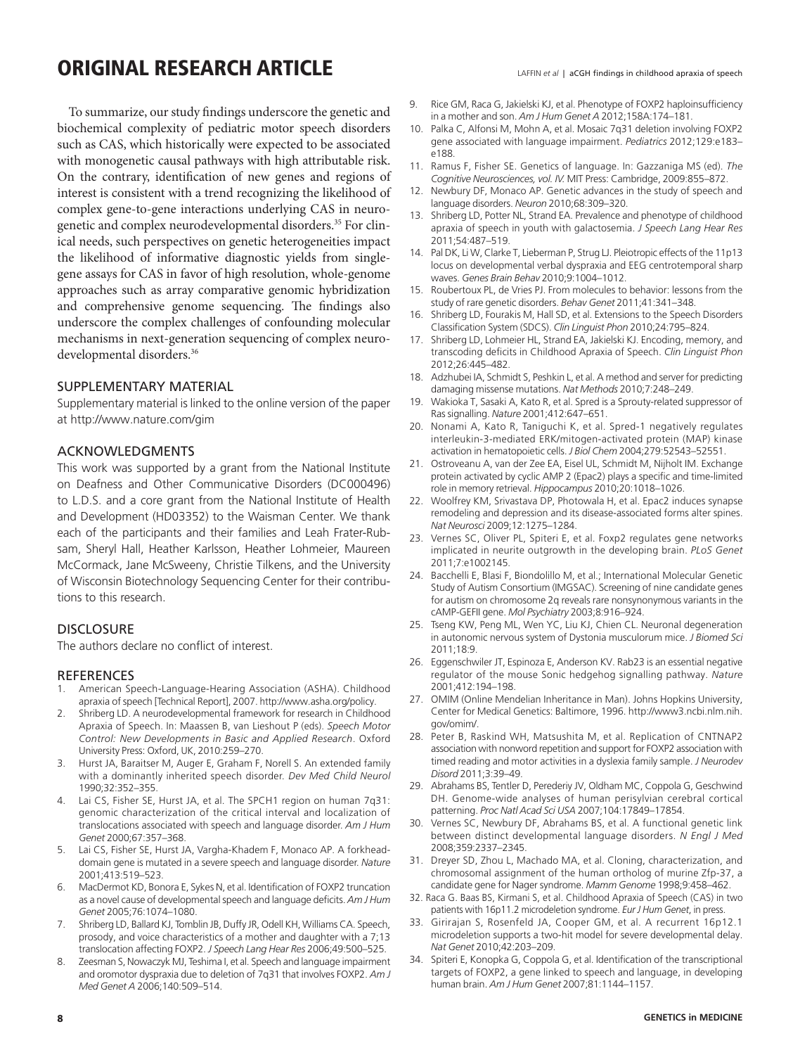To summarize, our study findings underscore the genetic and biochemical complexity of pediatric motor speech disorders such as CAS, which historically were expected to be associated with monogenetic causal pathways with high attributable risk. On the contrary, identification of new genes and regions of interest is consistent with a trend recognizing the likelihood of complex gene-to-gene interactions underlying CAS in neurogenetic and complex neurodevelopmental disorders.[35] For clinical needs, such perspectives on genetic heterogeneities impact the likelihood of informative diagnostic yields from single-gene assays for CAS in favor of high resolution, whole-genome approaches such as array comparative genomic hybridization and comprehensive genome sequencing. The findings also underscore the complex challenges of confounding molecular mechanisms in next-generation sequencing of complex neurodevelopmental disorders.[36]

## SUPPLEMENTARY MATERIAL

Supplementary material is linked to the online version of the paper at http://www.nature.com/gim

## ACKNOWLEDGMENTS

This work was supported by a grant from the National Institute on Deafness and Other Communicative Disorders (DC000496) to L.D.S. and a core grant from the National Institute of Health and Development (HD03352) to the Waisman Center. We thank each of the participants and their families and Leah Frater-Rubsam, Sheryl Hall, Heather Karlsson, Heather Lohmeier, Maureen McCormack, Jane McSweeny, Christie Tilkens, and the University of Wisconsin Biotechnology Sequencing Center for their contributions to this research.

## DISCLOSURE

The authors declare no conflict of interest.

## REFERENCES

1. American Speech-Language-Hearing Association (ASHA). Childhood apraxia of speech [Technical Report], 2007. http://www.asha.org/policy.
2. Shriberg LD. A neurodevelopmental framework for research in Childhood Apraxia of Speech. In: Maassen B, van Lieshout P (eds). *Speech Motor Control: New Developments in Basic and Applied Research*. Oxford University Press: Oxford, UK, 2010:259–270.
3. Hurst JA, Baraitser M, Auger E, Graham F, Norell S. An extended family with a dominantly inherited speech disorder. *Dev Med Child Neurol* 1990;32:352–355.
4. Lai CS, Fisher SE, Hurst JA, et al. The SPCH1 region on human 7q31: genomic characterization of the critical interval and localization of translocations associated with speech and language disorder. *Am J Hum Genet* 2000;67:357–368.
5. Lai CS, Fisher SE, Hurst JA, Vargha-Khadem F, Monaco AP. A forkhead-domain gene is mutated in a severe speech and language disorder. *Nature* 2001;413:519–523.
6. MacDermot KD, Bonora E, Sykes N, et al. Identification of FOXP2 truncation as a novel cause of developmental speech and language deficits. *Am J Hum Genet* 2005;76:1074–1080.
7. Shriberg LD, Ballard KJ, Tomblin JB, Duffy JR, Odell KH, Williams CA. Speech, prosody, and voice characteristics of a mother and daughter with a 7;13 translocation affecting FOXP2. *J Speech Lang Hear Res* 2006;49:500–525.
8. Zeesman S, Nowaczyk MJ, Teshima I, et al. Speech and language impairment and oromotor dyspraxia due to deletion of 7q31 that involves FOXP2. *Am J Med Genet A* 2006;140:509–514.
9. Rice GM, Raca G, Jakielski KJ, et al. Phenotype of FOXP2 haploinsufficiency in a mother and son. *Am J Hum Genet A* 2012;158A:174–181.
10. Palka C, Alfonsi M, Mohn A, et al. Mosaic 7q31 deletion involving FOXP2 gene associated with language impairment. *Pediatrics* 2012;129:e183–e188.
11. Ramus F, Fisher SE. Genetics of language. In: Gazzaniga MS (ed). *The Cognitive Neurosciences, vol. IV.* MIT Press: Cambridge, 2009:855–872.
12. Newbury DF, Monaco AP. Genetic advances in the study of speech and language disorders. *Neuron* 2010;68:309–320.
13. Shriberg LD, Potter NL, Strand EA. Prevalence and phenotype of childhood apraxia of speech in youth with galactosemia. *J Speech Lang Hear Res* 2011;54:487–519.
14. Pal DK, Li W, Clarke T, Lieberman P, Strug LJ. Pleiotropic effects of the 11p13 locus on developmental verbal dyspraxia and EEG centrotemporal sharp waves. *Genes Brain Behav* 2010;9:1004–1012.
15. Roubertoux PL, de Vries PJ. From molecules to behavior: lessons from the study of rare genetic disorders. *Behav Genet* 2011;41:341–348.
16. Shriberg LD, Fourakis M, Hall SD, et al. Extensions to the Speech Disorders Classification System (SDCS). *Clin Linguist Phon* 2010;24:795–824.
17. Shriberg LD, Lohmeier HL, Strand EA, Jakielski KJ. Encoding, memory, and transcoding deficits in Childhood Apraxia of Speech. *Clin Linguist Phon* 2012;26:445–482.
18. Adzhubei IA, Schmidt S, Peshkin L, et al. A method and server for predicting damaging missense mutations. *Nat Methods* 2010;7:248–249.
19. Wakioka T, Sasaki A, Kato R, et al. Spred is a Sprouty-related suppressor of Ras signalling. *Nature* 2001;412:647–651.
20. Nonami A, Kato R, Taniguchi K, et al. Spred-1 negatively regulates interleukin-3-mediated ERK/mitogen-activated protein (MAP) kinase activation in hematopoietic cells. *J Biol Chem* 2004;279:52543–52551.
21. Ostroveanu A, van der Zee EA, Eisel UL, Schmidt M, Nijholt IM. Exchange protein activated by cyclic AMP 2 (Epac2) plays a specific and time-limited role in memory retrieval. *Hippocampus* 2010;20:1018–1026.
22. Woolfrey KM, Srivastava DP, Photowala H, et al. Epac2 induces synapse remodeling and depression and its disease-associated forms alter spines. *Nat Neurosci* 2009;12:1275–1284.
23. Vernes SC, Oliver PL, Spiteri E, et al. Foxp2 regulates gene networks implicated in neurite outgrowth in the developing brain. *PLoS Genet* 2011;7:e1002145.
24. Bacchelli E, Blasi F, Biondolillo M, et al.; International Molecular Genetic Study of Autism Consortium (IMGSAC). Screening of nine candidate genes for autism on chromosome 2q reveals rare nonsynonymous variants in the cAMP-GEFII gene. *Mol Psychiatry* 2003;8:916–924.
25. Tseng KW, Peng ML, Wen YC, Liu KJ, Chien CL. Neuronal degeneration in autonomic nervous system of Dystonia musculorum mice. *J Biomed Sci* 2011;18:9.
26. Eggenschwiler JT, Espinoza E, Anderson KV. Rab23 is an essential negative regulator of the mouse Sonic hedgehog signalling pathway. *Nature* 2001;412:194–198.
27. OMIM (Online Mendelian Inheritance in Man). Johns Hopkins University, Center for Medical Genetics: Baltimore, 1996. http://www3.ncbi.nlm.nih.gov/omim/.
28. Peter B, Raskind WH, Matsushita M, et al. Replication of CNTNAP2 association with nonword repetition and support for FOXP2 association with timed reading and motor activities in a dyslexia family sample. *J Neurodev Disord* 2011;3:39–49.
29. Abrahams BS, Tentler D, Perederiy JV, Oldham MC, Coppola G, Geschwind DH. Genome-wide analyses of human perisylvian cerebral cortical patterning. *Proc Natl Acad Sci USA* 2007;104:17849–17854.
30. Vernes SC, Newbury DF, Abrahams BS, et al. A functional genetic link between distinct developmental language disorders. *N Engl J Med* 2008;359:2337–2345.
31. Dreyer SD, Zhou L, Machado MA, et al. Cloning, characterization, and chromosomal assignment of the human ortholog of murine Zfp-37, a candidate gene for Nager syndrome. *Mamm Genome* 1998;9:458–462.
32. Raca G. Baas BS, Kirmani S, et al. Childhood Apraxia of Speech (CAS) in two patients with 16p11.2 microdeletion syndrome. *Eur J Hum Genet*, in press.
33. Girirajan S, Rosenfeld JA, Cooper GM, et al. A recurrent 16p12.1 microdeletion supports a two-hit model for severe developmental delay. *Nat Genet* 2010;42:203–209.
34. Spiteri E, Konopka G, Coppola G, et al. Identification of the transcriptional targets of FOXP2, a gene linked to speech and language, in developing human brain. *Am J Hum Genet* 2007;81:1144–1157.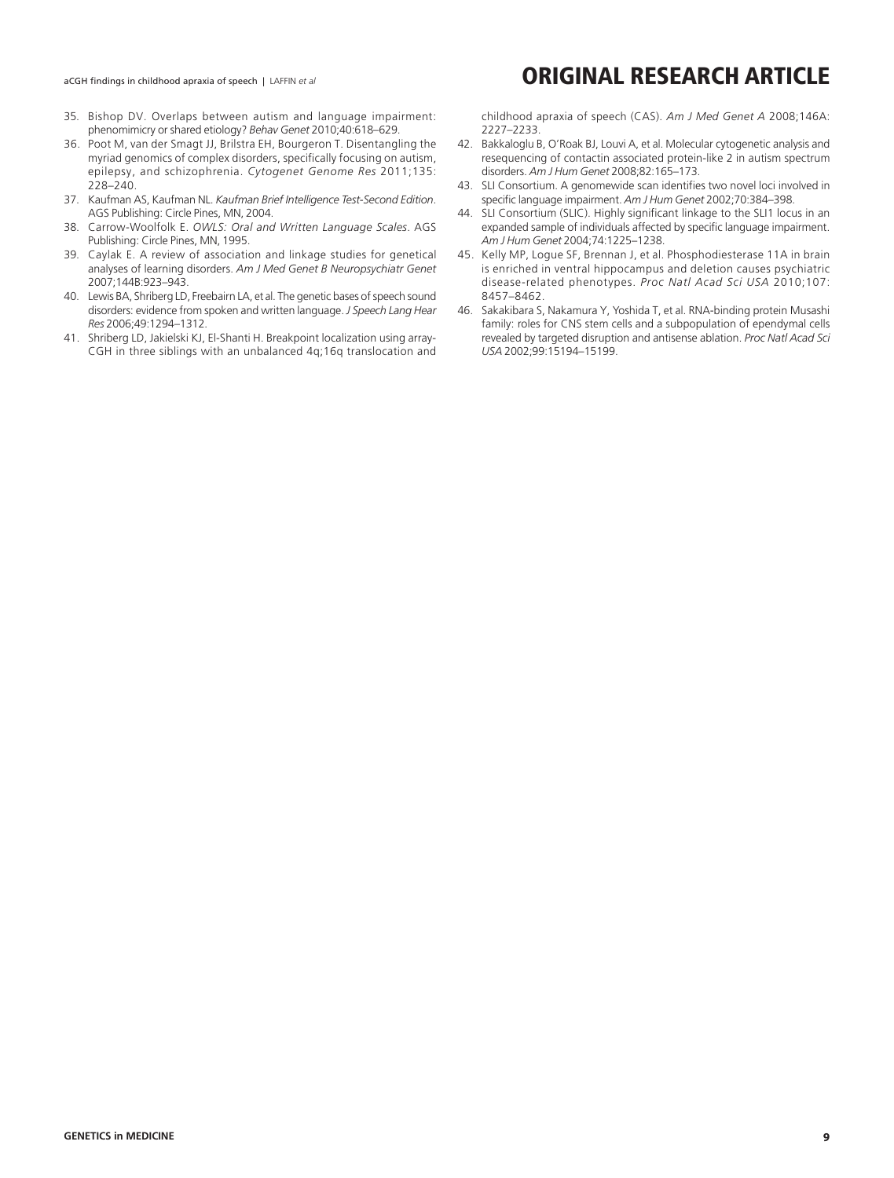35. Bishop DV. Overlaps between autism and language impairment: phenomimicry or shared etiology? *Behav Genet* 2010;40:618–629.
36. Poot M, van der Smagt JJ, Brilstra EH, Bourgeron T. Disentangling the myriad genomics of complex disorders, specifically focusing on autism, epilepsy, and schizophrenia. *Cytogenet Genome Res* 2011;135: 228–240.
37. Kaufman AS, Kaufman NL. *Kaufman Brief Intelligence Test-Second Edition*. AGS Publishing: Circle Pines, MN, 2004.
38. Carrow-Woolfolk E. *OWLS: Oral and Written Language Scales*. AGS Publishing: Circle Pines, MN, 1995.
39. Caylak E. A review of association and linkage studies for genetical analyses of learning disorders. *Am J Med Genet B Neuropsychiatr Genet* 2007;144B:923–943.
40. Lewis BA, Shriberg LD, Freebairn LA, et al. The genetic bases of speech sound disorders: evidence from spoken and written language. *J Speech Lang Hear Res* 2006;49:1294–1312.
41. Shriberg LD, Jakielski KJ, El-Shanti H. Breakpoint localization using array-CGH in three siblings with an unbalanced 4q;16q translocation and childhood apraxia of speech (CAS). *Am J Med Genet A* 2008;146A: 2227–2233.
42. Bakkaloglu B, O'Roak BJ, Louvi A, et al. Molecular cytogenetic analysis and resequencing of contactin associated protein-like 2 in autism spectrum disorders. *Am J Hum Genet* 2008;82:165–173.
43. SLI Consortium. A genomewide scan identifies two novel loci involved in specific language impairment. *Am J Hum Genet* 2002;70:384–398.
44. SLI Consortium (SLIC). Highly significant linkage to the SLI1 locus in an expanded sample of individuals affected by specific language impairment. *Am J Hum Genet* 2004;74:1225–1238.
45. Kelly MP, Logue SF, Brennan J, et al. Phosphodiesterase 11A in brain is enriched in ventral hippocampus and deletion causes psychiatric disease-related phenotypes. *Proc Natl Acad Sci USA* 2010;107: 8457–8462.
46. Sakakibara S, Nakamura Y, Yoshida T, et al. RNA-binding protein Musashi family: roles for CNS stem cells and a subpopulation of ependymal cells revealed by targeted disruption and antisense ablation. *Proc Natl Acad Sci USA* 2002;99:15194–15199.